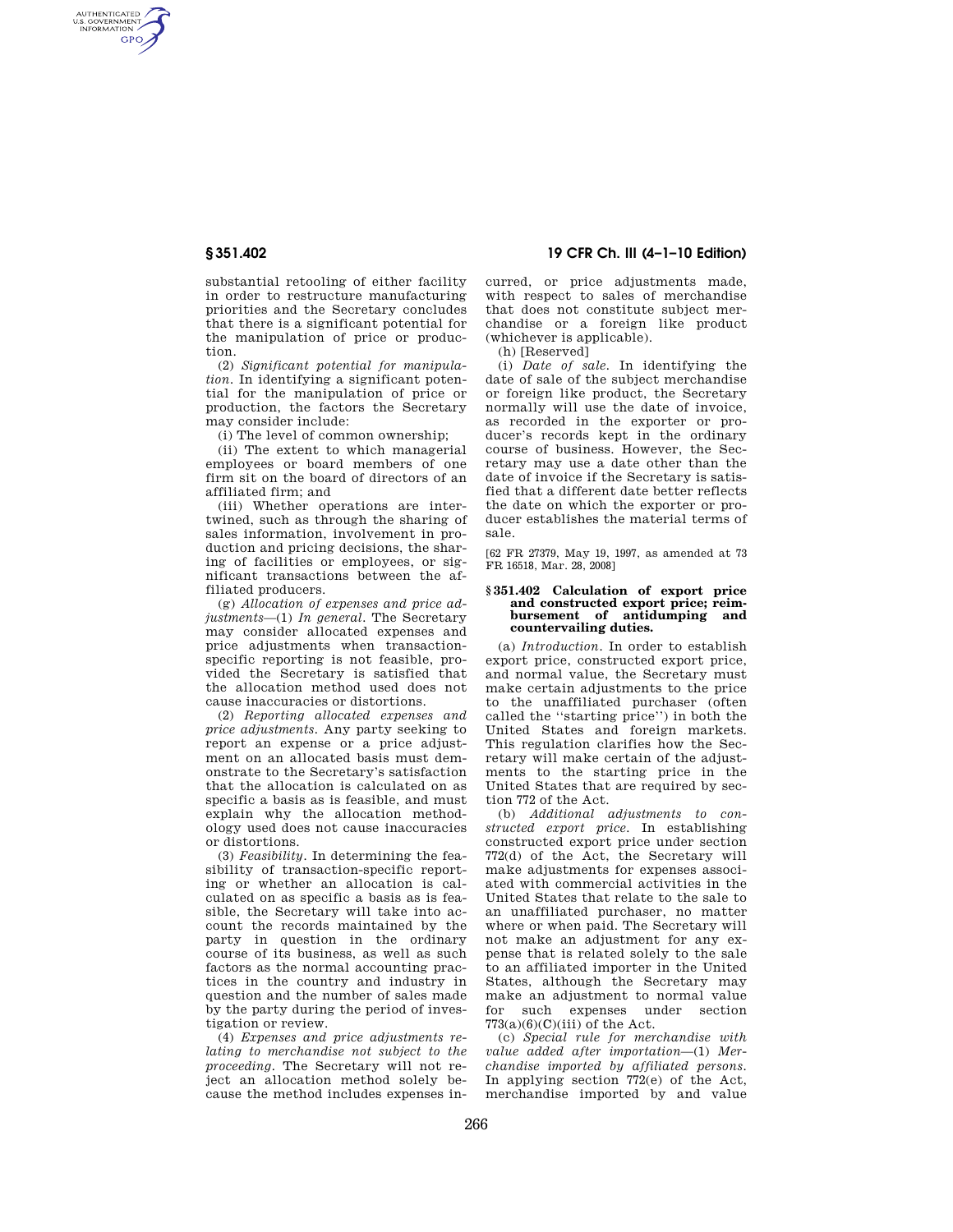substantial retooling of either facility in order to restructure manufacturing priorities and the Secretary concludes that there is a significant potential for the manipulation of price or production.

(2) *Significant potential for manipulation.* In identifying a significant potential for the manipulation of price or production, the factors the Secretary may consider include:

(i) The level of common ownership;

(ii) The extent to which managerial employees or board members of one firm sit on the board of directors of an affiliated firm; and

(iii) Whether operations are intertwined, such as through the sharing of sales information, involvement in production and pricing decisions, the sharing of facilities or employees, or significant transactions between the affiliated producers.

(g) *Allocation of expenses and price adjustments*—(1) *In general.* The Secretary may consider allocated expenses and price adjustments when transaction-specific reporting is not feasible, provided the Secretary is satisfied that the allocation method used does not cause inaccuracies or distortions.

(2) *Reporting allocated expenses and price adjustments.* Any party seeking to report an expense or a price adjustment on an allocated basis must demonstrate to the Secretary's satisfaction that the allocation is calculated on as specific a basis as is feasible, and must explain why the allocation methodology used does not cause inaccuracies or distortions.

(3) *Feasibility.* In determining the feasibility of transaction-specific reporting or whether an allocation is calculated on as specific a basis as is feasible, the Secretary will take into account the records maintained by the party in question in the ordinary course of its business, as well as such factors as the normal accounting practices in the country and industry in question and the number of sales made by the party during the period of investigation or review.

(4) *Expenses and price adjustments relating to merchandise not subject to the proceeding.* The Secretary will not reject an allocation method solely because the method includes expenses incurred, or price adjustments made, with respect to sales of merchandise that does not constitute subject merchandise or a foreign like product (whichever is applicable).

(h) [Reserved]

(i) *Date of sale.* In identifying the date of sale of the subject merchandise or foreign like product, the Secretary normally will use the date of invoice, as recorded in the exporter or producer's records kept in the ordinary course of business. However, the Secretary may use a date other than the date of invoice if the Secretary is satisfied that a different date better reflects the date on which the exporter or producer establishes the material terms of sale.

[62 FR 27379, May 19, 1997, as amended at 73 FR 16518, Mar. 28, 2008]

## § 351.402 Calculation of export price and constructed export price; reimbursement of antidumping and countervailing duties.

(a) *Introduction.* In order to establish export price, constructed export price, and normal value, the Secretary must make certain adjustments to the price to the unaffiliated purchaser (often called the "starting price") in both the United States and foreign markets. This regulation clarifies how the Secretary will make certain of the adjustments to the starting price in the United States that are required by section 772 of the Act.

(b) *Additional adjustments to constructed export price.* In establishing constructed export price under section 772(d) of the Act, the Secretary will make adjustments for expenses associated with commercial activities in the United States that relate to the sale to an unaffiliated purchaser, no matter where or when paid. The Secretary will not make an adjustment for any expense that is related solely to the sale to an affiliated importer in the United States, although the Secretary may make an adjustment to normal value for such expenses under section 773(a)(6)(C)(iii) of the Act.

(c) *Special rule for merchandise with value added after importation*—(1) *Merchandise imported by affiliated persons.* In applying section 772(e) of the Act, merchandise imported by and value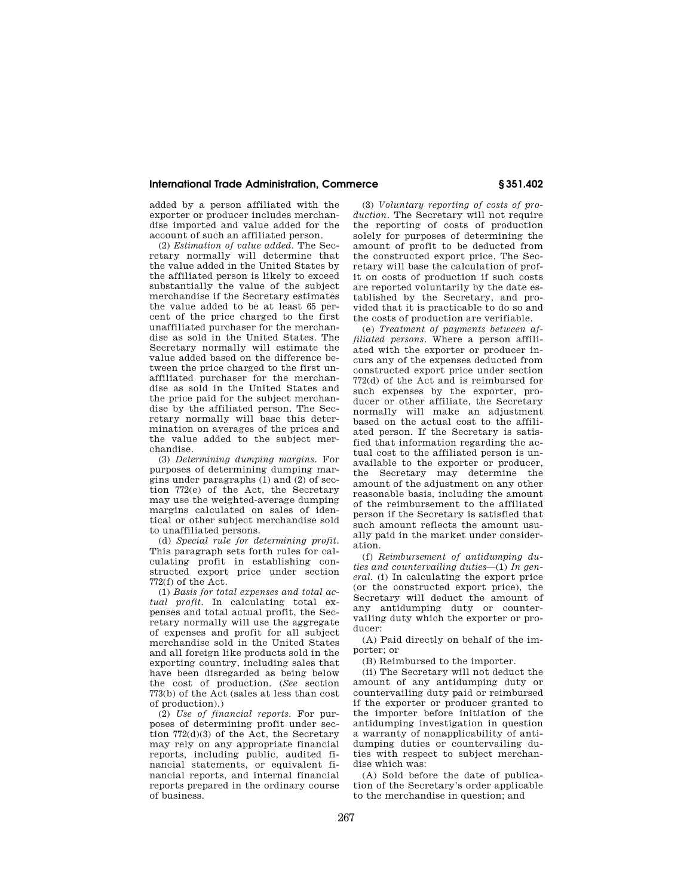added by a person affiliated with the exporter or producer includes merchandise imported and value added for the account of such an affiliated person.

(2) *Estimation of value added.* The Secretary normally will determine that the value added in the United States by the affiliated person is likely to exceed substantially the value of the subject merchandise if the Secretary estimates the value added to be at least 65 percent of the price charged to the first unaffiliated purchaser for the merchandise as sold in the United States. The Secretary normally will estimate the value added based on the difference between the price charged to the first unaffiliated purchaser for the merchandise as sold in the United States and the price paid for the subject merchandise by the affiliated person. The Secretary normally will base this determination on averages of the prices and the value added to the subject merchandise.

(3) *Determining dumping margins.* For purposes of determining dumping margins under paragraphs (1) and (2) of section 772(e) of the Act, the Secretary may use the weighted-average dumping margins calculated on sales of identical or other subject merchandise sold to unaffiliated persons.

(d) *Special rule for determining profit.* This paragraph sets forth rules for calculating profit in establishing constructed export price under section 772(f) of the Act.

(1) *Basis for total expenses and total actual profit.* In calculating total expenses and total actual profit, the Secretary normally will use the aggregate of expenses and profit for all subject merchandise sold in the United States and all foreign like products sold in the exporting country, including sales that have been disregarded as being below the cost of production. (*See* section 773(b) of the Act (sales at less than cost of production).)

(2) *Use of financial reports.* For purposes of determining profit under section 772(d)(3) of the Act, the Secretary may rely on any appropriate financial reports, including public, audited financial statements, or equivalent financial reports, and internal financial reports prepared in the ordinary course of business.

(3) *Voluntary reporting of costs of production.* The Secretary will not require the reporting of costs of production solely for purposes of determining the amount of profit to be deducted from the constructed export price. The Secretary will base the calculation of profit on costs of production if such costs are reported voluntarily by the date established by the Secretary, and provided that it is practicable to do so and the costs of production are verifiable.

(e) *Treatment of payments between affiliated persons.* Where a person affiliated with the exporter or producer incurs any of the expenses deducted from constructed export price under section 772(d) of the Act and is reimbursed for such expenses by the exporter, producer or other affiliate, the Secretary normally will make an adjustment based on the actual cost to the affiliated person. If the Secretary is satisfied that information regarding the actual cost to the affiliated person is unavailable to the exporter or producer, the Secretary may determine the amount of the adjustment on any other reasonable basis, including the amount of the reimbursement to the affiliated person if the Secretary is satisfied that such amount reflects the amount usually paid in the market under consideration.

(f) *Reimbursement of antidumping duties and countervailing duties*—(1) *In general.* (i) In calculating the export price (or the constructed export price), the Secretary will deduct the amount of any antidumping duty or countervailing duty which the exporter or producer:

(A) Paid directly on behalf of the importer; or

(B) Reimbursed to the importer.

(ii) The Secretary will not deduct the amount of any antidumping duty or countervailing duty paid or reimbursed if the exporter or producer granted to the importer before initiation of the antidumping investigation in question a warranty of nonapplicability of antidumping duties or countervailing duties with respect to subject merchandise which was:

(A) Sold before the date of publication of the Secretary's order applicable to the merchandise in question; and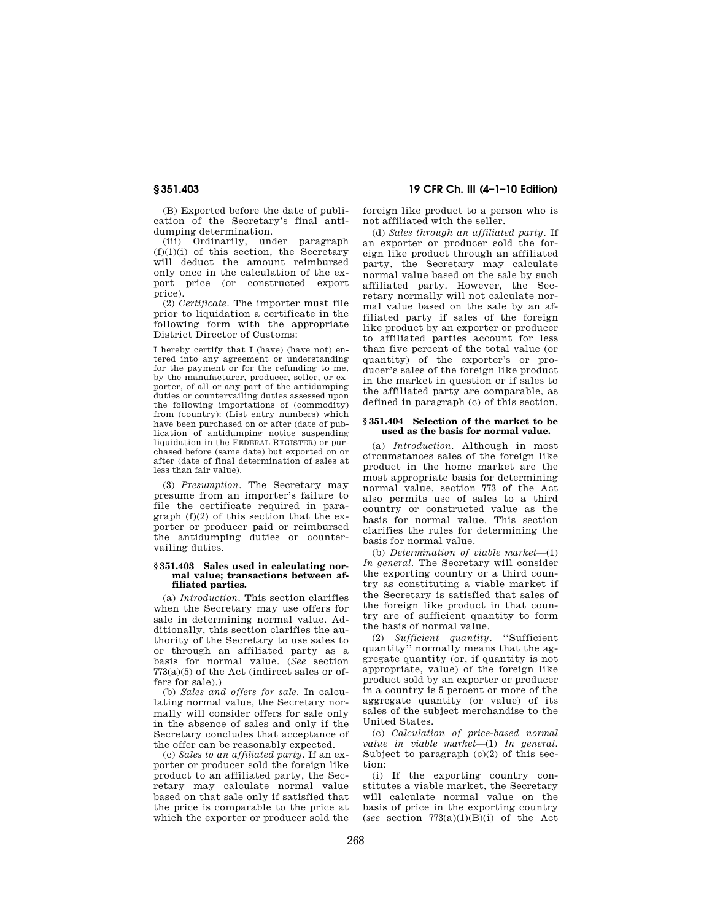(B) Exported before the date of publication of the Secretary's final antidumping determination.

(iii) Ordinarily, under paragraph (f)(1)(i) of this section, the Secretary will deduct the amount reimbursed only once in the calculation of the export price (or constructed export price).

(2) *Certificate.* The importer must file prior to liquidation a certificate in the following form with the appropriate District Director of Customs:

I hereby certify that I (have) (have not) entered into any agreement or understanding for the payment or for the refunding to me, by the manufacturer, producer, seller, or exporter, of all or any part of the antidumping duties or countervailing duties assessed upon the following importations of (commodity) from (country): (List entry numbers) which have been purchased on or after (date of publication of antidumping notice suspending liquidation in the FEDERAL REGISTER) or purchased before (same date) but exported on or after (date of final determination of sales at less than fair value).

(3) *Presumption.* The Secretary may presume from an importer's failure to file the certificate required in paragraph (f)(2) of this section that the exporter or producer paid or reimbursed the antidumping duties or countervailing duties.

### § 351.403 Sales used in calculating normal value; transactions between affiliated parties.

(a) *Introduction.* This section clarifies when the Secretary may use offers for sale in determining normal value. Additionally, this section clarifies the authority of the Secretary to use sales to or through an affiliated party as a basis for normal value. (*See* section 773(a)(5) of the Act (indirect sales or offers for sale).)

(b) *Sales and offers for sale.* In calculating normal value, the Secretary normally will consider offers for sale only in the absence of sales and only if the Secretary concludes that acceptance of the offer can be reasonably expected.

(c) *Sales to an affiliated party.* If an exporter or producer sold the foreign like product to an affiliated party, the Secretary may calculate normal value based on that sale only if satisfied that the price is comparable to the price at which the exporter or producer sold the foreign like product to a person who is not affiliated with the seller.

(d) *Sales through an affiliated party.* If an exporter or producer sold the foreign like product through an affiliated party, the Secretary may calculate normal value based on the sale by such affiliated party. However, the Secretary normally will not calculate normal value based on the sale by an affiliated party if sales of the foreign like product by an exporter or producer to affiliated parties account for less than five percent of the total value (or quantity) of the exporter's or producer's sales of the foreign like product in the market in question or if sales to the affiliated party are comparable, as defined in paragraph (c) of this section.

### § 351.404 Selection of the market to be used as the basis for normal value.

(a) *Introduction.* Although in most circumstances sales of the foreign like product in the home market are the most appropriate basis for determining normal value, section 773 of the Act also permits use of sales to a third country or constructed value as the basis for normal value. This section clarifies the rules for determining the basis for normal value.

(b) *Determination of viable market*—(1) *In general.* The Secretary will consider the exporting country or a third country as constituting a viable market if the Secretary is satisfied that sales of the foreign like product in that country are of sufficient quantity to form the basis of normal value.

(2) *Sufficient quantity.* "Sufficient quantity" normally means that the aggregate quantity (or, if quantity is not appropriate, value) of the foreign like product sold by an exporter or producer in a country is 5 percent or more of the aggregate quantity (or value) of its sales of the subject merchandise to the United States.

(c) *Calculation of price-based normal value in viable market*—(1) *In general.* Subject to paragraph (c)(2) of this section:

(i) If the exporting country constitutes a viable market, the Secretary will calculate normal value on the basis of price in the exporting country (*see* section 773(a)(1)(B)(i) of the Act